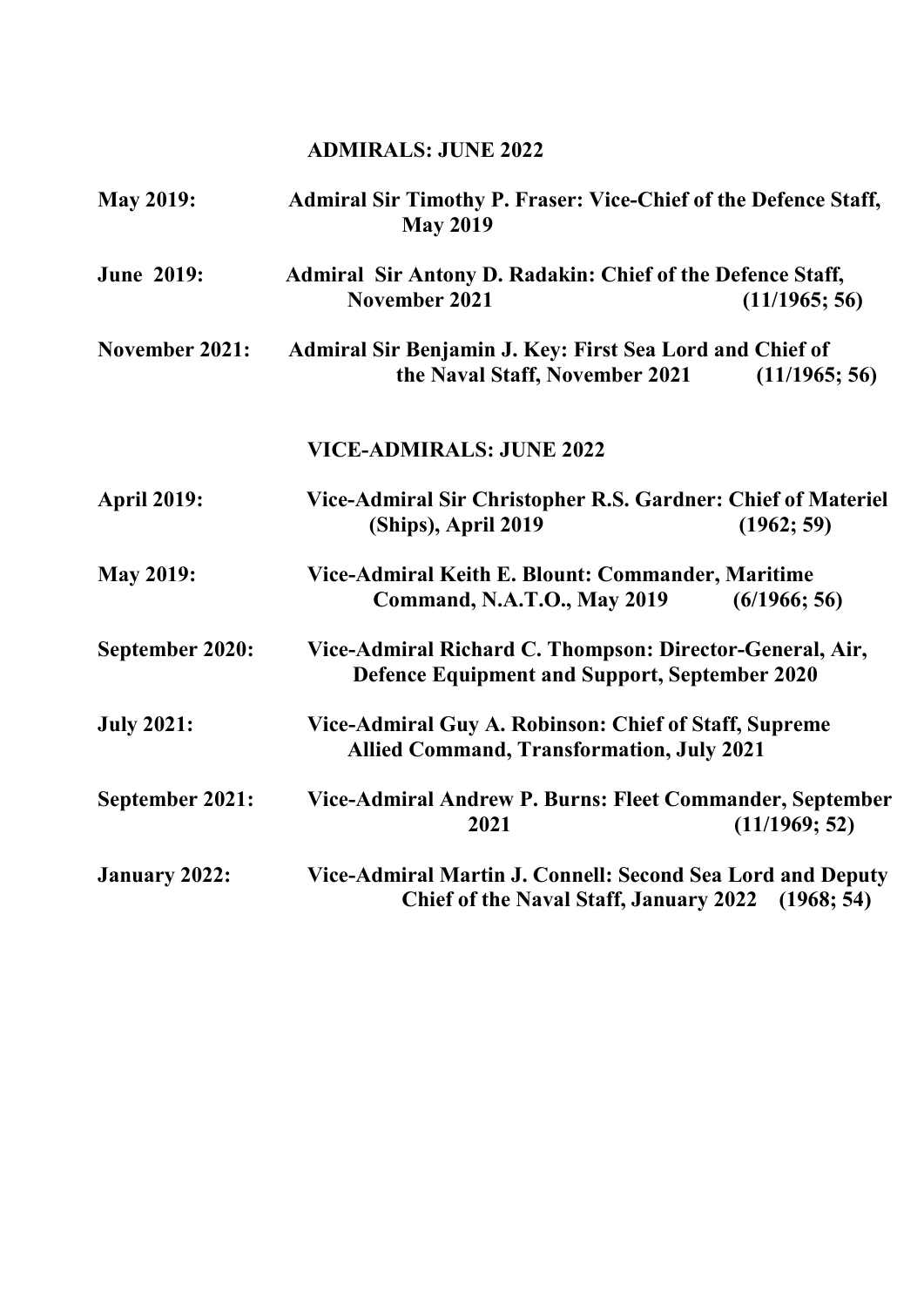## ADMIRALS: JUNE 2022

**May 2019:** **Admiral Sir Timothy P. Fraser: Vice-Chief of the Defence Staff, May 2019**

**June 2019:** **Admiral Sir Antony D. Radakin: Chief of the Defence Staff, November 2021 (11/1965; 56)**

**November 2021:** **Admiral Sir Benjamin J. Key: First Sea Lord and Chief of the Naval Staff, November 2021 (11/1965; 56)**

## VICE-ADMIRALS: JUNE 2022

**April 2019:** **Vice-Admiral Sir Christopher R.S. Gardner: Chief of Materiel (Ships), April 2019 (1962; 59)**

**May 2019:** **Vice-Admiral Keith E. Blount: Commander, Maritime Command, N.A.T.O., May 2019 (6/1966; 56)**

**September 2020:** **Vice-Admiral Richard C. Thompson: Director-General, Air, Defence Equipment and Support, September 2020**

**July 2021:** **Vice-Admiral Guy A. Robinson: Chief of Staff, Supreme Allied Command, Transformation, July 2021**

**September 2021:** **Vice-Admiral Andrew P. Burns: Fleet Commander, September 2021 (11/1969; 52)**

**January 2022:** **Vice-Admiral Martin J. Connell: Second Sea Lord and Deputy Chief of the Naval Staff, January 2022 (1968; 54)**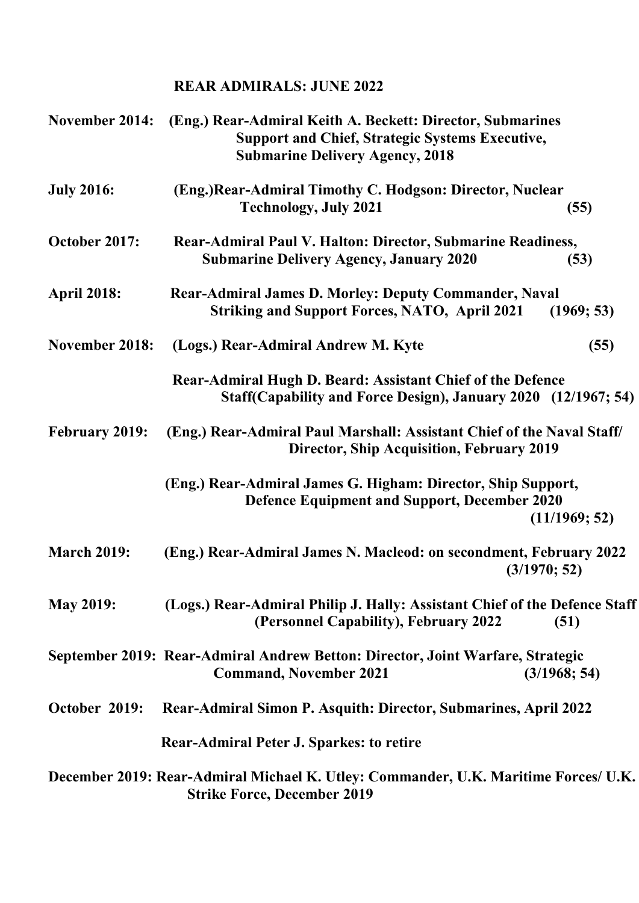## REAR ADMIRALS: JUNE 2022

**November 2014:** (Eng.) Rear-Admiral Keith A. Beckett: Director, Submarines Support and Chief, Strategic Systems Executive, Submarine Delivery Agency, 2018

**July 2016:** (Eng.)Rear-Admiral Timothy C. Hodgson: Director, Nuclear Technology, July 2021 (55)

**October 2017:** Rear-Admiral Paul V. Halton: Director, Submarine Readiness, Submarine Delivery Agency, January 2020 (53)

**April 2018:** Rear-Admiral James D. Morley: Deputy Commander, Naval Striking and Support Forces, NATO, April 2021 (1969; 53)

**November 2018:** (Logs.) Rear-Admiral Andrew M. Kyte (55)

Rear-Admiral Hugh D. Beard: Assistant Chief of the Defence Staff(Capability and Force Design), January 2020 (12/1967; 54)

**February 2019:** (Eng.) Rear-Admiral Paul Marshall: Assistant Chief of the Naval Staff/ Director, Ship Acquisition, February 2019

(Eng.) Rear-Admiral James G. Higham: Director, Ship Support, Defence Equipment and Support, December 2020 (11/1969; 52)

**March 2019:** (Eng.) Rear-Admiral James N. Macleod: on secondment, February 2022 (3/1970; 52)

**May 2019:** (Logs.) Rear-Admiral Philip J. Hally: Assistant Chief of the Defence Staff (Personnel Capability), February 2022 (51)

**September 2019:** Rear-Admiral Andrew Betton: Director, Joint Warfare, Strategic Command, November 2021 (3/1968; 54)

**October 2019:** Rear-Admiral Simon P. Asquith: Director, Submarines, April 2022

Rear-Admiral Peter J. Sparkes: to retire

**December 2019:** Rear-Admiral Michael K. Utley: Commander, U.K. Maritime Forces/ U.K. Strike Force, December 2019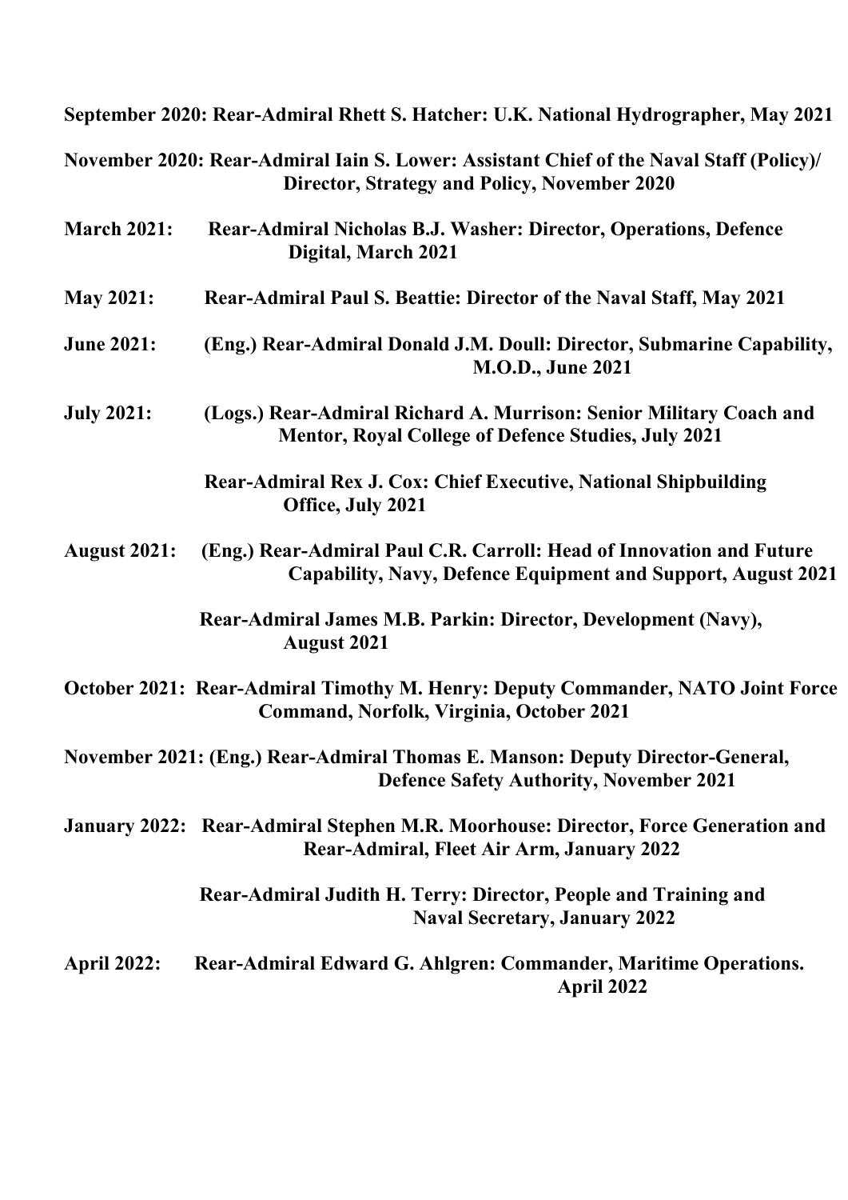**September 2020: Rear-Admiral Rhett S. Hatcher: U.K. National Hydrographer, May 2021**

**November 2020: Rear-Admiral Iain S. Lower: Assistant Chief of the Naval Staff (Policy)/ Director, Strategy and Policy, November 2020**

**March 2021: Rear-Admiral Nicholas B.J. Washer: Director, Operations, Defence Digital, March 2021**

**May 2021: Rear-Admiral Paul S. Beattie: Director of the Naval Staff, May 2021**

**June 2021: (Eng.) Rear-Admiral Donald J.M. Doull: Director, Submarine Capability, M.O.D., June 2021**

**July 2021: (Logs.) Rear-Admiral Richard A. Murrison: Senior Military Coach and Mentor, Royal College of Defence Studies, July 2021**

**Rear-Admiral Rex J. Cox: Chief Executive, National Shipbuilding Office, July 2021**

**August 2021: (Eng.) Rear-Admiral Paul C.R. Carroll: Head of Innovation and Future Capability, Navy, Defence Equipment and Support, August 2021**

**Rear-Admiral James M.B. Parkin: Director, Development (Navy), August 2021**

**October 2021: Rear-Admiral Timothy M. Henry: Deputy Commander, NATO Joint Force Command, Norfolk, Virginia, October 2021**

**November 2021: (Eng.) Rear-Admiral Thomas E. Manson: Deputy Director-General, Defence Safety Authority, November 2021**

**January 2022: Rear-Admiral Stephen M.R. Moorhouse: Director, Force Generation and Rear-Admiral, Fleet Air Arm, January 2022**

**Rear-Admiral Judith H. Terry: Director, People and Training and Naval Secretary, January 2022**

**April 2022: Rear-Admiral Edward G. Ahlgren: Commander, Maritime Operations. April 2022**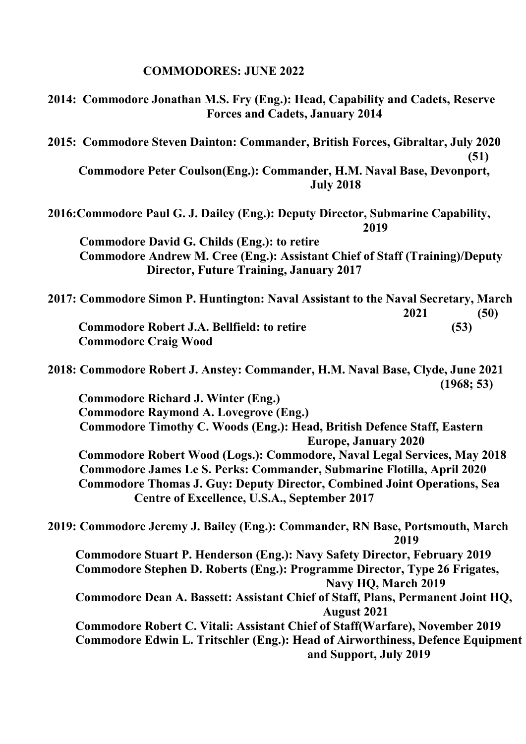**COMMODORES: JUNE 2022**

**2014: Commodore Jonathan M.S. Fry (Eng.): Head, Capability and Cadets, Reserve Forces and Cadets, January 2014**

**2015: Commodore Steven Dainton: Commander, British Forces, Gibraltar, July 2020 (51)**

**Commodore Peter Coulson(Eng.): Commander, H.M. Naval Base, Devonport, July 2018**

**2016:Commodore Paul G. J. Dailey (Eng.): Deputy Director, Submarine Capability, 2019**

**Commodore David G. Childs (Eng.): to retire**

**Commodore Andrew M. Cree (Eng.): Assistant Chief of Staff (Training)/Deputy Director, Future Training, January 2017**

**2017: Commodore Simon P. Huntington: Naval Assistant to the Naval Secretary, March 2021 (50)**

**Commodore Robert J.A. Bellfield: to retire (53)**

**Commodore Craig Wood**

**2018: Commodore Robert J. Anstey: Commander, H.M. Naval Base, Clyde, June 2021 (1968; 53)**

**Commodore Richard J. Winter (Eng.)**

**Commodore Raymond A. Lovegrove (Eng.)**

**Commodore Timothy C. Woods (Eng.): Head, British Defence Staff, Eastern Europe, January 2020**

**Commodore Robert Wood (Logs.): Commodore, Naval Legal Services, May 2018**

**Commodore James Le S. Perks: Commander, Submarine Flotilla, April 2020**

**Commodore Thomas J. Guy: Deputy Director, Combined Joint Operations, Sea Centre of Excellence, U.S.A., September 2017**

**2019: Commodore Jeremy J. Bailey (Eng.): Commander, RN Base, Portsmouth, March 2019**

**Commodore Stuart P. Henderson (Eng.): Navy Safety Director, February 2019**

**Commodore Stephen D. Roberts (Eng.): Programme Director, Type 26 Frigates, Navy HQ, March 2019**

**Commodore Dean A. Bassett: Assistant Chief of Staff, Plans, Permanent Joint HQ, August 2021**

**Commodore Robert C. Vitali: Assistant Chief of Staff(Warfare), November 2019**

**Commodore Edwin L. Tritschler (Eng.): Head of Airworthiness, Defence Equipment and Support, July 2019**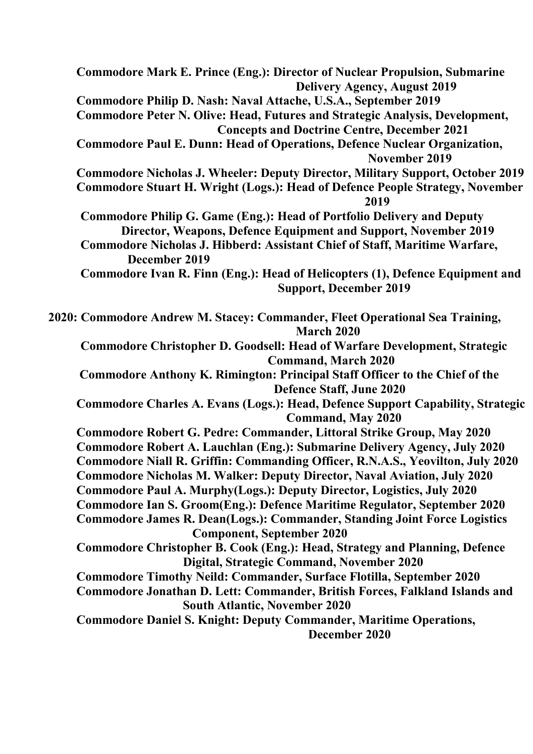**Commodore Mark E. Prince (Eng.): Director of Nuclear Propulsion, Submarine Delivery Agency, August 2019**
**Commodore Philip D. Nash: Naval Attache, U.S.A., September 2019**
**Commodore Peter N. Olive: Head, Futures and Strategic Analysis, Development, Concepts and Doctrine Centre, December 2021**
**Commodore Paul E. Dunn: Head of Operations, Defence Nuclear Organization, November 2019**
**Commodore Nicholas J. Wheeler: Deputy Director, Military Support, October 2019**
**Commodore Stuart H. Wright (Logs.): Head of Defence People Strategy, November 2019**
**Commodore Philip G. Game (Eng.): Head of Portfolio Delivery and Deputy Director, Weapons, Defence Equipment and Support, November 2019**
**Commodore Nicholas J. Hibberd: Assistant Chief of Staff, Maritime Warfare, December 2019**
**Commodore Ivan R. Finn (Eng.): Head of Helicopters (1), Defence Equipment and Support, December 2019**

**2020: Commodore Andrew M. Stacey: Commander, Fleet Operational Sea Training, March 2020**
**Commodore Christopher D. Goodsell: Head of Warfare Development, Strategic Command, March 2020**
**Commodore Anthony K. Rimington: Principal Staff Officer to the Chief of the Defence Staff, June 2020**
**Commodore Charles A. Evans (Logs.): Head, Defence Support Capability, Strategic Command, May 2020**
**Commodore Robert G. Pedre: Commander, Littoral Strike Group, May 2020**
**Commodore Robert A. Lauchlan (Eng.): Submarine Delivery Agency, July 2020**
**Commodore Niall R. Griffin: Commanding Officer, R.N.A.S., Yeovilton, July 2020**
**Commodore Nicholas M. Walker: Deputy Director, Naval Aviation, July 2020**
**Commodore Paul A. Murphy(Logs.): Deputy Director, Logistics, July 2020**
**Commodore Ian S. Groom(Eng.): Defence Maritime Regulator, September 2020**
**Commodore James R. Dean(Logs.): Commander, Standing Joint Force Logistics Component, September 2020**
**Commodore Christopher B. Cook (Eng.): Head, Strategy and Planning, Defence Digital, Strategic Command, November 2020**
**Commodore Timothy Neild: Commander, Surface Flotilla, September 2020**
**Commodore Jonathan D. Lett: Commander, British Forces, Falkland Islands and South Atlantic, November 2020**
**Commodore Daniel S. Knight: Deputy Commander, Maritime Operations, December 2020**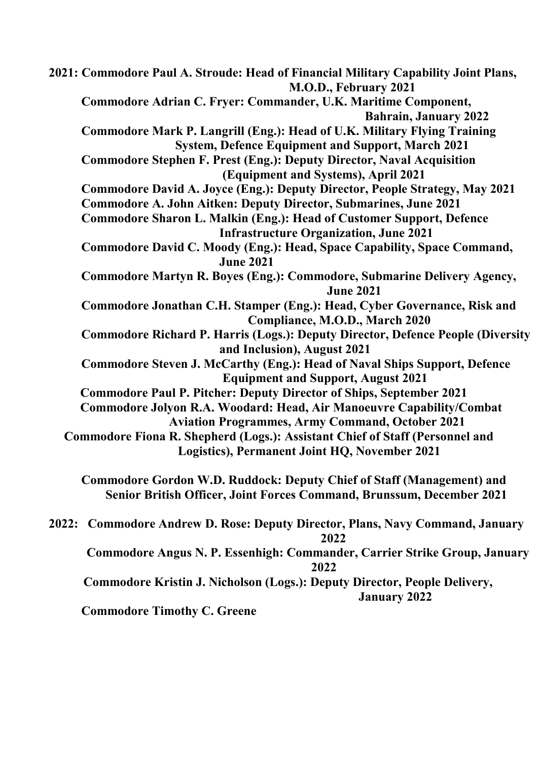**2021: Commodore Paul A. Stroude: Head of Financial Military Capability Joint Plans, M.O.D., February 2021**

**Commodore Adrian C. Fryer: Commander, U.K. Maritime Component, Bahrain, January 2022**

**Commodore Mark P. Langrill (Eng.): Head of U.K. Military Flying Training System, Defence Equipment and Support, March 2021**

**Commodore Stephen F. Prest (Eng.): Deputy Director, Naval Acquisition (Equipment and Systems), April 2021**

**Commodore David A. Joyce (Eng.): Deputy Director, People Strategy, May 2021**

**Commodore A. John Aitken: Deputy Director, Submarines, June 2021**

**Commodore Sharon L. Malkin (Eng.): Head of Customer Support, Defence Infrastructure Organization, June 2021**

**Commodore David C. Moody (Eng.): Head, Space Capability, Space Command, June 2021**

**Commodore Martyn R. Boyes (Eng.): Commodore, Submarine Delivery Agency, June 2021**

**Commodore Jonathan C.H. Stamper (Eng.): Head, Cyber Governance, Risk and Compliance, M.O.D., March 2020**

**Commodore Richard P. Harris (Logs.): Deputy Director, Defence People (Diversity and Inclusion), August 2021**

**Commodore Steven J. McCarthy (Eng.): Head of Naval Ships Support, Defence Equipment and Support, August 2021**

**Commodore Paul P. Pitcher: Deputy Director of Ships, September 2021**

**Commodore Jolyon R.A. Woodard: Head, Air Manoeuvre Capability/Combat Aviation Programmes, Army Command, October 2021**

**Commodore Fiona R. Shepherd (Logs.): Assistant Chief of Staff (Personnel and Logistics), Permanent Joint HQ, November 2021**

**Commodore Gordon W.D. Ruddock: Deputy Chief of Staff (Management) and Senior British Officer, Joint Forces Command, Brunssum, December 2021**

**2022: Commodore Andrew D. Rose: Deputy Director, Plans, Navy Command, January 2022**

**Commodore Angus N. P. Essenhigh: Commander, Carrier Strike Group, January 2022**

**Commodore Kristin J. Nicholson (Logs.): Deputy Director, People Delivery, January 2022**

**Commodore Timothy C. Greene**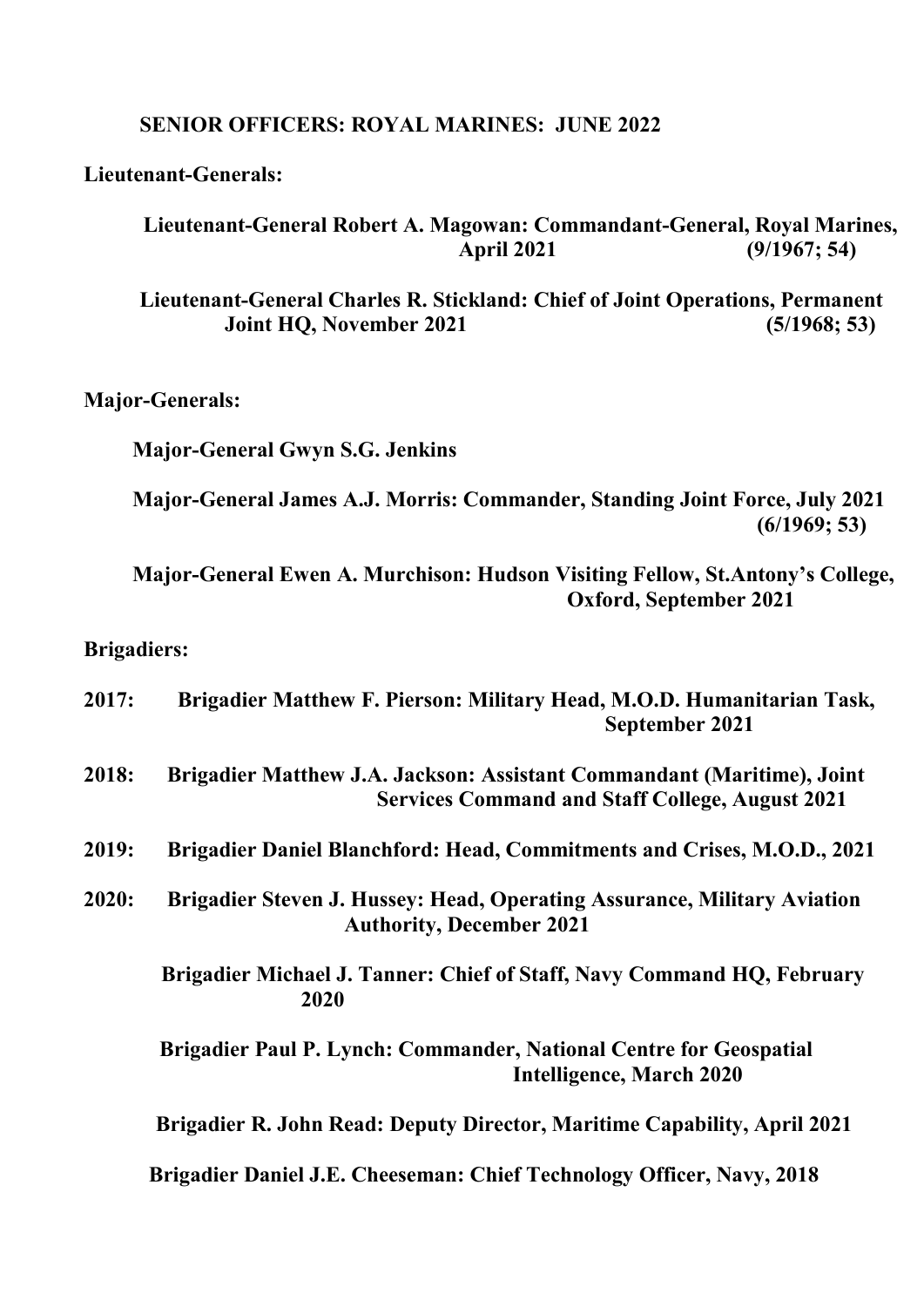## SENIOR OFFICERS: ROYAL MARINES: JUNE 2022

**Lieutenant-Generals:**

**Lieutenant-General Robert A. Magowan: Commandant-General, Royal Marines, April 2021 (9/1967; 54)**

**Lieutenant-General Charles R. Stickland: Chief of Joint Operations, Permanent Joint HQ, November 2021 (5/1968; 53)**

**Major-Generals:**

**Major-General Gwyn S.G. Jenkins**

**Major-General James A.J. Morris: Commander, Standing Joint Force, July 2021 (6/1969; 53)**

**Major-General Ewen A. Murchison: Hudson Visiting Fellow, St.Antony's College, Oxford, September 2021**

**Brigadiers:**

**2017: Brigadier Matthew F. Pierson: Military Head, M.O.D. Humanitarian Task, September 2021**

**2018: Brigadier Matthew J.A. Jackson: Assistant Commandant (Maritime), Joint Services Command and Staff College, August 2021**

**2019: Brigadier Daniel Blanchford: Head, Commitments and Crises, M.O.D., 2021**

**2020: Brigadier Steven J. Hussey: Head, Operating Assurance, Military Aviation Authority, December 2021**

**Brigadier Michael J. Tanner: Chief of Staff, Navy Command HQ, February 2020**

**Brigadier Paul P. Lynch: Commander, National Centre for Geospatial Intelligence, March 2020**

**Brigadier R. John Read: Deputy Director, Maritime Capability, April 2021**

**Brigadier Daniel J.E. Cheeseman: Chief Technology Officer, Navy, 2018**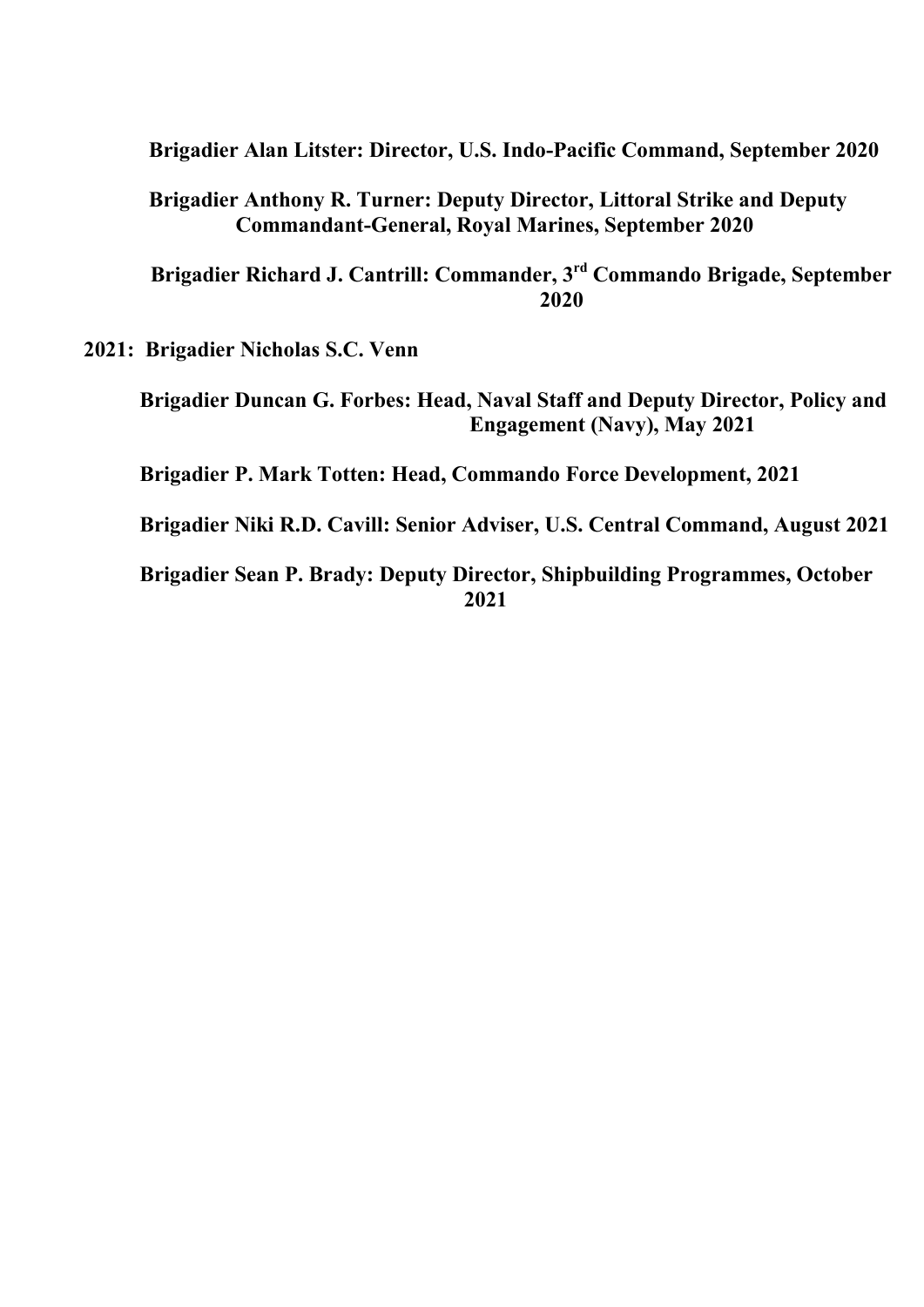**Brigadier Alan Litster: Director, U.S. Indo-Pacific Command, September 2020**

**Brigadier Anthony R. Turner: Deputy Director, Littoral Strike and Deputy Commandant-General, Royal Marines, September 2020**

**Brigadier Richard J. Cantrill: Commander, 3rd Commando Brigade, September 2020**

**2021: Brigadier Nicholas S.C. Venn**

**Brigadier Duncan G. Forbes: Head, Naval Staff and Deputy Director, Policy and Engagement (Navy), May 2021**

**Brigadier P. Mark Totten: Head, Commando Force Development, 2021**

**Brigadier Niki R.D. Cavill: Senior Adviser, U.S. Central Command, August 2021**

**Brigadier Sean P. Brady: Deputy Director, Shipbuilding Programmes, October 2021**